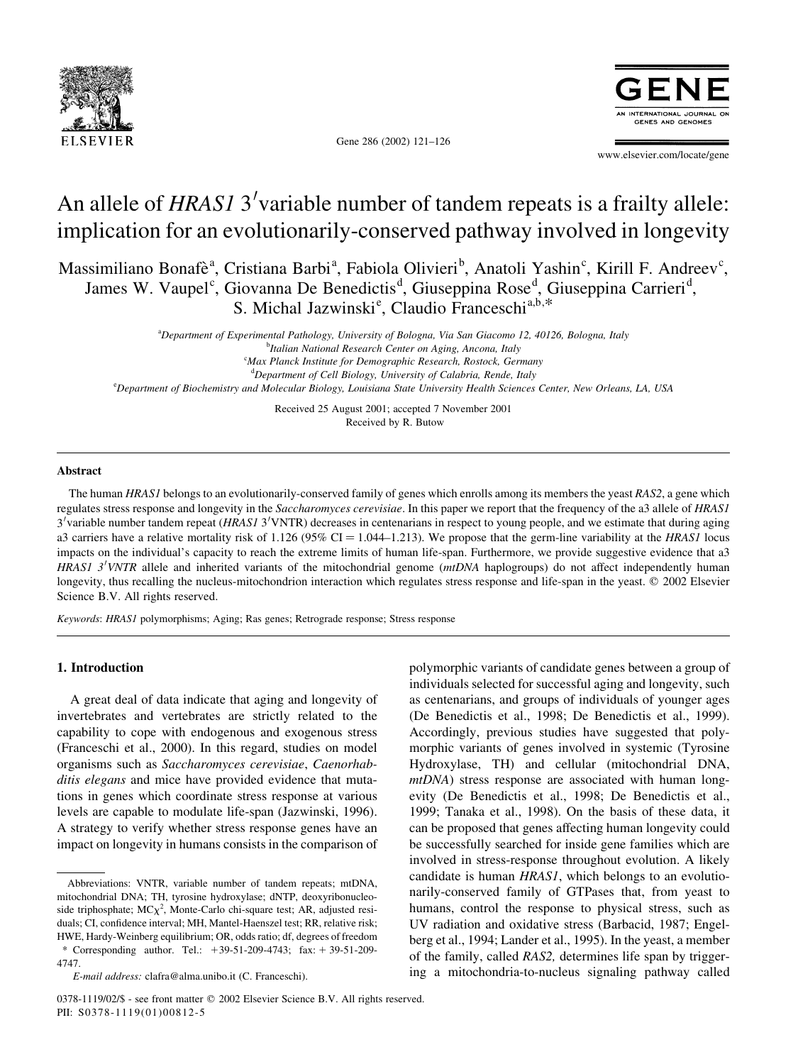# An allele of *HRAS1* 3′variable number of tandem repeats is a frailty allele: implication for an evolutionarily-conserved pathway involved in longevity

Massimiliano Bonafè[a], Cristiana Barbi[a], Fabiola Olivieri[b], Anatoli Yashin[c], Kirill F. Andreev[c], James W. Vaupel[c], Giovanna De Benedictis[d], Giuseppina Rose[d], Giuseppina Carrieri[d], S. Michal Jazwinski[e], Claudio Franceschi[a,b,*]

[a]Department of Experimental Pathology, University of Bologna, Via San Giacomo 12, 40126, Bologna, Italy
[b]Italian National Research Center on Aging, Ancona, Italy
[c]Max Planck Institute for Demographic Research, Rostock, Germany
[d]Department of Cell Biology, University of Calabria, Rende, Italy
[e]Department of Biochemistry and Molecular Biology, Louisiana State University Health Sciences Center, New Orleans, LA, USA

Received 25 August 2001; accepted 7 November 2001
Received by R. Butow

## Abstract

The human *HRAS1* belongs to an evolutionarily-conserved family of genes which enrolls among its members the yeast *RAS2*, a gene which regulates stress response and longevity in the *Saccharomyces cerevisiae*. In this paper we report that the frequency of the a3 allele of *HRAS1* 3′variable number tandem repeat (*HRAS1* 3′VNTR) decreases in centenarians in respect to young people, and we estimate that during aging a3 carriers have a relative mortality risk of 1.126 (95% CI = 1.044–1.213). We propose that the germ-line variability at the *HRAS1* locus impacts on the individual's capacity to reach the extreme limits of human life-span. Furthermore, we provide suggestive evidence that a3 *HRAS1 3′VNTR* allele and inherited variants of the mitochondrial genome (*mtDNA* haplogroups) do not affect independently human longevity, thus recalling the nucleus-mitochondrion interaction which regulates stress response and life-span in the yeast. © 2002 Elsevier Science B.V. All rights reserved.

*Keywords*: *HRAS1* polymorphisms; Aging; Ras genes; Retrograde response; Stress response

## 1. Introduction

A great deal of data indicate that aging and longevity of invertebrates and vertebrates are strictly related to the capability to cope with endogenous and exogenous stress (Franceschi et al., 2000). In this regard, studies on model organisms such as *Saccharomyces cerevisiae*, *Caenorhabditis elegans* and mice have provided evidence that mutations in genes which coordinate stress response at various levels are capable to modulate life-span (Jazwinski, 1996). A strategy to verify whether stress response genes have an impact on longevity in humans consists in the comparison of polymorphic variants of candidate genes between a group of individuals selected for successful aging and longevity, such as centenarians, and groups of individuals of younger ages (De Benedictis et al., 1998; De Benedictis et al., 1999). Accordingly, previous studies have suggested that polymorphic variants of genes involved in systemic (Tyrosine Hydroxylase, TH) and cellular (mitochondrial DNA, *mtDNA*) stress response are associated with human longevity (De Benedictis et al., 1998; De Benedictis et al., 1999; Tanaka et al., 1998). On the basis of these data, it can be proposed that genes affecting human longevity could be successfully searched for inside gene families which are involved in stress-response throughout evolution. A likely candidate is human *HRAS1*, which belongs to an evolutionarily-conserved family of GTPases that, from yeast to humans, control the response to physical stress, such as UV radiation and oxidative stress (Barbacid, 1987; Engelberg et al., 1994; Lander et al., 1995). In the yeast, a member of the family, called *RAS2,* determines life span by triggering a mitochondria-to-nucleus signaling pathway called

---

Abbreviations: VNTR, variable number of tandem repeats; mtDNA, mitochondrial DNA; TH, tyrosine hydroxylase; dNTP, deoxyribonucleoside triphosphate; $MC\chi^2$, Monte-Carlo chi-square test; AR, adjusted residuals; CI, confidence interval; MH, Mantel-Haenszel test; RR, relative risk; HWE, Hardy-Weinberg equilibrium; OR, odds ratio; df, degrees of freedom

\* Corresponding author. Tel.: +39-51-209-4743; fax: + 39-51-209-4747.

*E-mail address:* clafra@alma.unibo.it (C. Franceschi).

0378-1119/02/$ - see front matter © 2002 Elsevier Science B.V. All rights reserved.
PII: S0378-1119(01)00812-5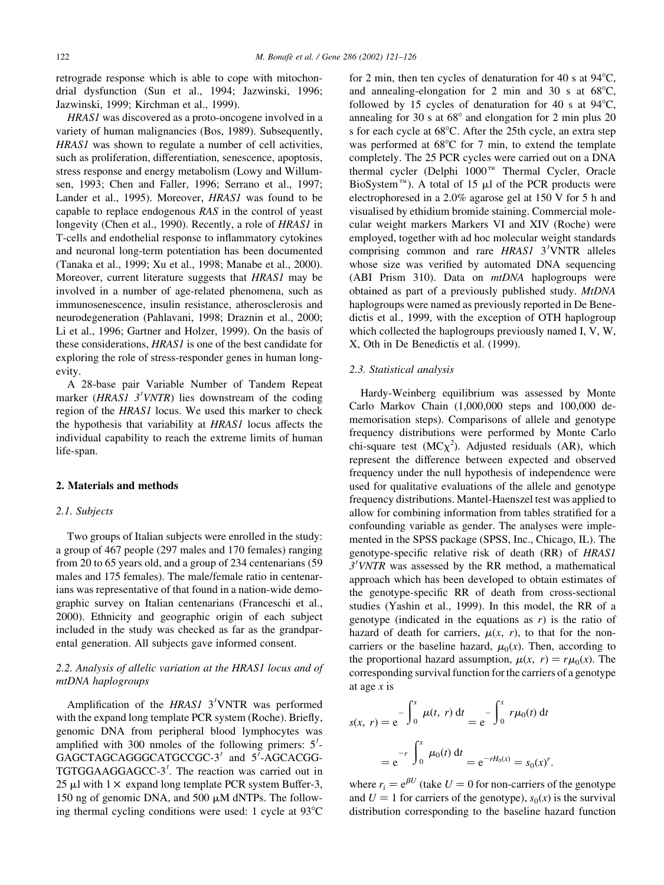retrograde response which is able to cope with mitochondrial dysfunction (Sun et al., 1994; Jazwinski, 1996; Jazwinski, 1999; Kirchman et al., 1999).

*HRAS1* was discovered as a proto-oncogene involved in a variety of human malignancies (Bos, 1989). Subsequently, *HRAS1* was shown to regulate a number of cell activities, such as proliferation, differentiation, senescence, apoptosis, stress response and energy metabolism (Lowy and Willumsen, 1993; Chen and Faller, 1996; Serrano et al., 1997; Lander et al., 1995). Moreover, *HRAS1* was found to be capable to replace endogenous *RAS* in the control of yeast longevity (Chen et al., 1990). Recently, a role of *HRAS1* in T-cells and endothelial response to inflammatory cytokines and neuronal long-term potentiation has been documented (Tanaka et al., 1999; Xu et al., 1998; Manabe et al., 2000). Moreover, current literature suggests that *HRAS1* may be involved in a number of age-related phenomena, such as immunosenescence, insulin resistance, atherosclerosis and neurodegeneration (Pahlavani, 1998; Draznin et al., 2000; Li et al., 1996; Gartner and Holzer, 1999). On the basis of these considerations, *HRAS1* is one of the best candidate for exploring the role of stress-responder genes in human longevity.

A 28-base pair Variable Number of Tandem Repeat marker (*HRAS1 3′VNTR*) lies downstream of the coding region of the *HRAS1* locus. We used this marker to check the hypothesis that variability at *HRAS1* locus affects the individual capability to reach the extreme limits of human life-span.

## 2. Materials and methods

### 2.1. Subjects

Two groups of Italian subjects were enrolled in the study: a group of 467 people (297 males and 170 females) ranging from 20 to 65 years old, and a group of 234 centenarians (59 males and 175 females). The male/female ratio in centenarians was representative of that found in a nation-wide demographic survey on Italian centenarians (Franceschi et al., 2000). Ethnicity and geographic origin of each subject included in the study was checked as far as the grandparental generation. All subjects gave informed consent.

### 2.2. Analysis of allelic variation at the HRAS1 locus and of mtDNA haplogroups

Amplification of the *HRAS1* 3′VNTR was performed with the expand long template PCR system (Roche). Briefly, genomic DNA from peripheral blood lymphocytes was amplified with 300 nmoles of the following primers: 5′-GAGCTAGCAGGGCATGCCGC-3′ and 5′-AGCACGG-TGTGGAAGGAGCC-3′. The reaction was carried out in 25 μl with 1× expand long template PCR system Buffer-3, 150 ng of genomic DNA, and 500 μM dNTPs. The following thermal cycling conditions were used: 1 cycle at 93°C for 2 min, then ten cycles of denaturation for 40 s at 94°C, and annealing-elongation for 2 min and 30 s at 68°C, followed by 15 cycles of denaturation for 40 s at 94°C, annealing for 30 s at 68° and elongation for 2 min plus 20 s for each cycle at 68°C. After the 25th cycle, an extra step was performed at 68°C for 7 min, to extend the template completely. The 25 PCR cycles were carried out on a DNA thermal cycler (Delphi 1000™ Thermal Cycler, Oracle BioSystem™). A total of 15 μl of the PCR products were electrophoresed in a 2.0% agarose gel at 150 V for 5 h and visualised by ethidium bromide staining. Commercial molecular weight markers Markers VI and XIV (Roche) were employed, together with ad hoc molecular weight standards comprising common and rare *HRAS1* 3′VNTR alleles whose size was verified by automated DNA sequencing (ABI Prism 310). Data on *mtDNA* haplogroups were obtained as part of a previously published study. *MtDNA* haplogroups were named as previously reported in De Benedictis et al., 1999, with the exception of OTH haplogroup which collected the haplogroups previously named I, V, W, X, Oth in De Benedictis et al. (1999).

### 2.3. Statistical analysis

Hardy-Weinberg equilibrium was assessed by Monte Carlo Markov Chain (1,000,000 steps and 100,000 dememorisation steps). Comparisons of allele and genotype frequency distributions were performed by Monte Carlo chi-square test ($MC\chi^2$). Adjusted residuals (AR), which represent the difference between expected and observed frequency under the null hypothesis of independence were used for qualitative evaluations of the allele and genotype frequency distributions. Mantel-Haenszel test was applied to allow for combining information from tables stratified for a confounding variable as gender. The analyses were implemented in the SPSS package (SPSS, Inc., Chicago, IL). The genotype-specific relative risk of death (RR) of *HRAS1 3′VNTR* was assessed by the RR method, a mathematical approach which has been developed to obtain estimates of the genotype-specific RR of death from cross-sectional studies (Yashin et al., 1999). In this model, the RR of a genotype (indicated in the equations as $r$) is the ratio of hazard of death for carriers, $\mu(x, r)$, to that for the non-carriers or the baseline hazard, $\mu_0(x)$. Then, according to the proportional hazard assumption, $\mu(x, r) = r\mu_0(x)$. The corresponding survival function for the carriers of a genotype at age $x$ is

$$s(x, r) = e^{-\int_0^x \mu(t, r)\,dt} = e^{-\int_0^x r\mu_0(t)\,dt}$$

$$= e^{-r\int_0^x \mu_0(t)\,dt} = e^{-rH_0(x)} = s_0(x)^r.$$

where $r_i = e^{\beta U}$ (take $U = 0$ for non-carriers of the genotype and $U = 1$ for carriers of the genotype), $s_0(x)$ is the survival distribution corresponding to the baseline hazard function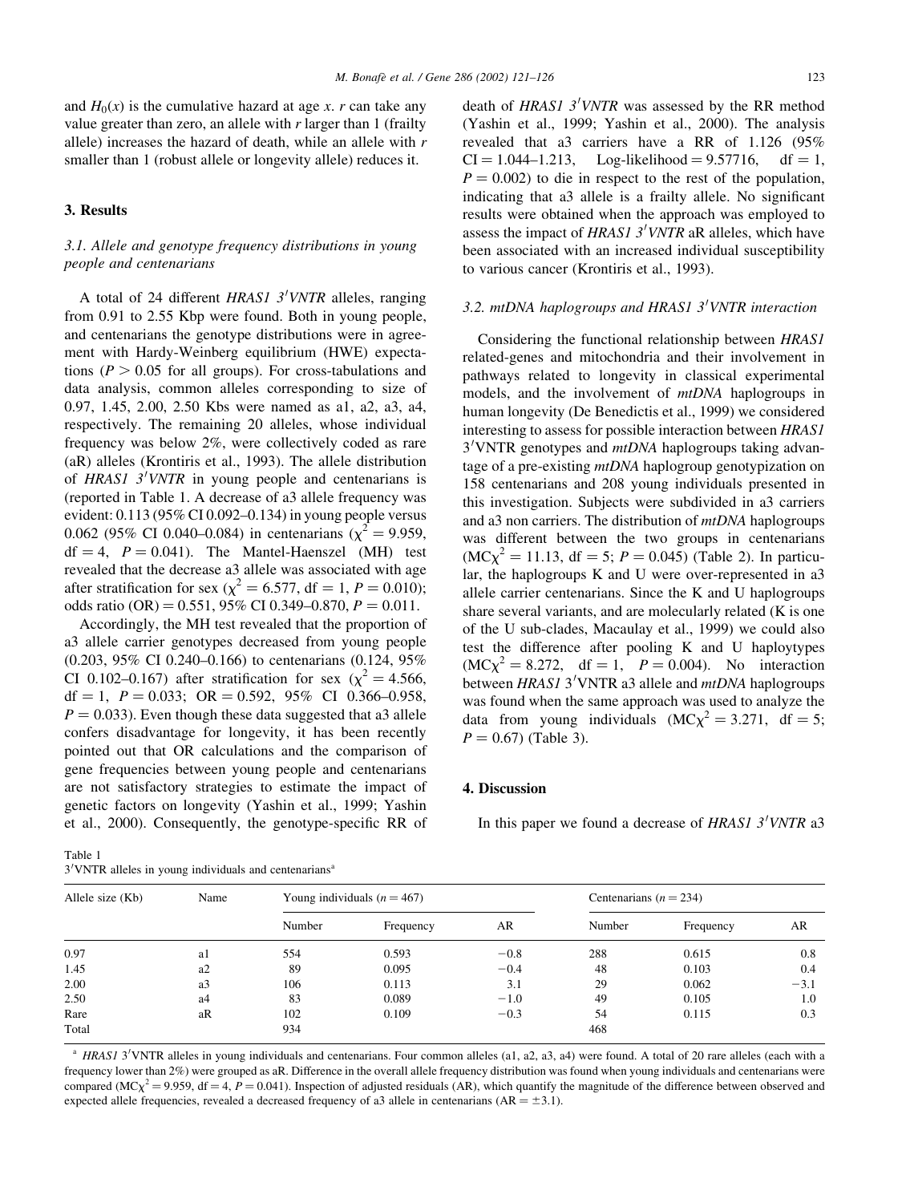and $H_0(x)$ is the cumulative hazard at age $x$. $r$ can take any value greater than zero, an allele with $r$ larger than 1 (frailty allele) increases the hazard of death, while an allele with $r$ smaller than 1 (robust allele or longevity allele) reduces it.

## 3. Results

### 3.1. Allele and genotype frequency distributions in young people and centenarians

A total of 24 different *HRAS1 3′VNTR* alleles, ranging from 0.91 to 2.55 Kbp were found. Both in young people, and centenarians the genotype distributions were in agreement with Hardy-Weinberg equilibrium (HWE) expectations ($P > 0.05$ for all groups). For cross-tabulations and data analysis, common alleles corresponding to size of 0.97, 1.45, 2.00, 2.50 Kbs were named as a1, a2, a3, a4, respectively. The remaining 20 alleles, whose individual frequency was below 2%, were collectively coded as rare (aR) alleles (Krontiris et al., 1993). The allele distribution of *HRAS1 3′VNTR* in young people and centenarians is (reported in Table 1. A decrease of a3 allele frequency was evident: 0.113 (95% CI 0.092–0.134) in young people versus 0.062 (95% CI 0.040–0.084) in centenarians ($\chi^2 = 9.959$, df = 4, $P = 0.041$). The Mantel-Haenszel (MH) test revealed that the decrease a3 allele was associated with age after stratification for sex ($\chi^2 = 6.577$, df = 1, $P = 0.010$); odds ratio (OR) = 0.551, 95% CI 0.349–0.870, $P = 0.011$.

Accordingly, the MH test revealed that the proportion of a3 allele carrier genotypes decreased from young people (0.203, 95% CI 0.240–0.166) to centenarians (0.124, 95% CI 0.102–0.167) after stratification for sex ($\chi^2 = 4.566$, df = 1, $P = 0.033$; OR = 0.592, 95% CI 0.366–0.958, $P = 0.033$). Even though these data suggested that a3 allele confers disadvantage for longevity, it has been recently pointed out that OR calculations and the comparison of gene frequencies between young people and centenarians are not satisfactory strategies to estimate the impact of genetic factors on longevity (Yashin et al., 1999; Yashin et al., 2000). Consequently, the genotype-specific RR of death of *HRAS1 3′VNTR* was assessed by the RR method (Yashin et al., 1999; Yashin et al., 2000). The analysis revealed that a3 carriers have a RR of 1.126 (95% CI = 1.044–1.213, Log-likelihood = 9.57716, df = 1, $P = 0.002$) to die in respect to the rest of the population, indicating that a3 allele is a frailty allele. No significant results were obtained when the approach was employed to assess the impact of *HRAS1 3′VNTR* aR alleles, which have been associated with an increased individual susceptibility to various cancer (Krontiris et al., 1993).

### 3.2. mtDNA haplogroups and HRAS1 3′VNTR interaction

Considering the functional relationship between *HRAS1* related-genes and mitochondria and their involvement in pathways related to longevity in classical experimental models, and the involvement of *mtDNA* haplogroups in human longevity (De Benedictis et al., 1999) we considered interesting to assess for possible interaction between *HRAS1* 3′VNTR genotypes and *mtDNA* haplogroups taking advantage of a pre-existing *mtDNA* haplogroup genotypization on 158 centenarians and 208 young individuals presented in this investigation. Subjects were subdivided in a3 carriers and a3 non carriers. The distribution of *mtDNA* haplogroups was different between the two groups in centenarians (MC$\chi^2 = 11.13$, df = 5; $P = 0.045$) (Table 2). In particular, the haplogroups K and U were over-represented in a3 allele carrier centenarians. Since the K and U haplogroups share several variants, and are molecularly related (K is one of the U sub-clades, Macaulay et al., 1999) we could also test the difference after pooling K and U haploytypes (MC$\chi^2 = 8.272$, df = 1, $P = 0.004$). No interaction between *HRAS1* 3′VNTR a3 allele and *mtDNA* haplogroups was found when the same approach was used to analyze the data from young individuals (MC$\chi^2 = 3.271$, df = 5; $P = 0.67$) (Table 3).

## 4. Discussion

In this paper we found a decrease of *HRAS1 3′VNTR* a3

Table 1
3′VNTR alleles in young individuals and centenarians[a]

| Allele size (Kb) | Name | Young individuals ($n = 467$) | | | Centenarians ($n = 234$) | | |
|---|---|---|---|---|---|---|---|
| | | Number | Frequency | AR | Number | Frequency | AR |
| 0.97 | a1 | 554 | 0.593 | −0.8 | 288 | 0.615 | 0.8 |
| 1.45 | a2 | 89 | 0.095 | −0.4 | 48 | 0.103 | 0.4 |
| 2.00 | a3 | 106 | 0.113 | 3.1 | 29 | 0.062 | −3.1 |
| 2.50 | a4 | 83 | 0.089 | −1.0 | 49 | 0.105 | 1.0 |
| Rare | aR | 102 | 0.109 | −0.3 | 54 | 0.115 | 0.3 |
| Total | | 934 | | | 468 | | |

[a] *HRAS1* 3′VNTR alleles in young individuals and centenarians. Four common alleles (a1, a2, a3, a4) were found. A total of 20 rare alleles (each with a frequency lower than 2%) were grouped as aR. Difference in the overall allele frequency distribution was found when young individuals and centenarians were compared (MC$\chi^2 = 9.959$, df = 4, $P = 0.041$). Inspection of adjusted residuals (AR), which quantify the magnitude of the difference between observed and expected allele frequencies, revealed a decreased frequency of a3 allele in centenarians (AR = ±3.1).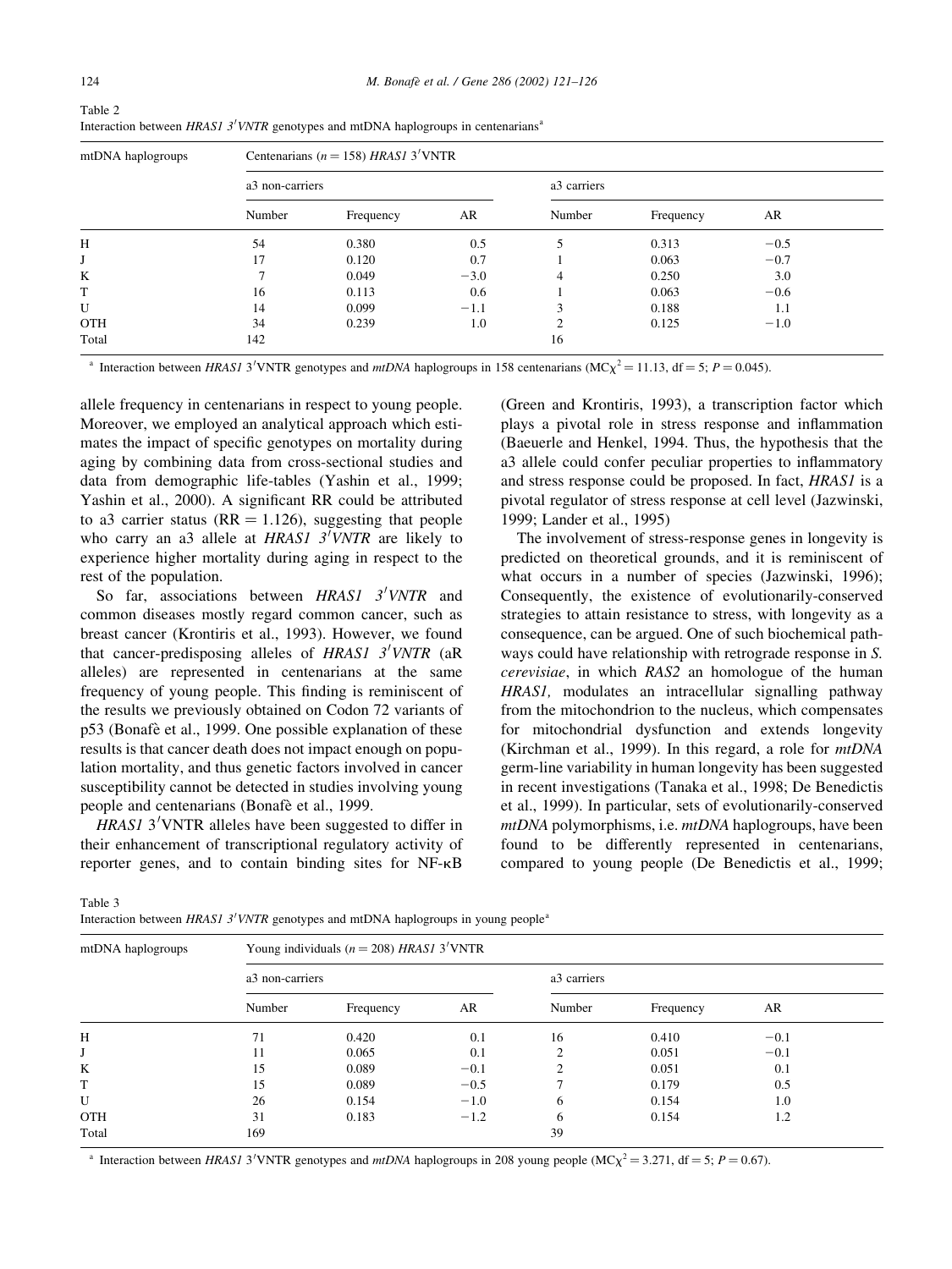Table 2
Interaction between *HRAS1 3′VNTR* genotypes and mtDNA haplogroups in centenarians[a]

| mtDNA haplogroups | Centenarians ($n = 158$) *HRAS1* 3′VNTR | | | | | |
|---|---|---|---|---|---|---|
| | a3 non-carriers | | | a3 carriers | | |
| | Number | Frequency | AR | Number | Frequency | AR |
| H | 54 | 0.380 | 0.5 | 5 | 0.313 | −0.5 |
| J | 17 | 0.120 | 0.7 | 1 | 0.063 | −0.7 |
| K | 7 | 0.049 | −3.0 | 4 | 0.250 | 3.0 |
| T | 16 | 0.113 | 0.6 | 1 | 0.063 | −0.6 |
| U | 14 | 0.099 | −1.1 | 3 | 0.188 | 1.1 |
| OTH | 34 | 0.239 | 1.0 | 2 | 0.125 | −1.0 |
| Total | 142 | | | 16 | | |

[a] Interaction between *HRAS1* 3′VNTR genotypes and *mtDNA* haplogroups in 158 centenarians ($MC\chi^2 = 11.13$, df = 5; $P = 0.045$).

allele frequency in centenarians in respect to young people. Moreover, we employed an analytical approach which estimates the impact of specific genotypes on mortality during aging by combining data from cross-sectional studies and data from demographic life-tables (Yashin et al., 1999; Yashin et al., 2000). A significant RR could be attributed to a3 carrier status (RR = 1.126), suggesting that people who carry an a3 allele at *HRAS1 3′VNTR* are likely to experience higher mortality during aging in respect to the rest of the population.

So far, associations between *HRAS1 3′VNTR* and common diseases mostly regard common cancer, such as breast cancer (Krontiris et al., 1993). However, we found that cancer-predisposing alleles of *HRAS1 3′VNTR* (aR alleles) are represented in centenarians at the same frequency of young people. This finding is reminiscent of the results we previously obtained on Codon 72 variants of p53 (Bonafè et al., 1999. One possible explanation of these results is that cancer death does not impact enough on population mortality, and thus genetic factors involved in cancer susceptibility cannot be detected in studies involving young people and centenarians (Bonafè et al., 1999.

*HRAS1* 3′VNTR alleles have been suggested to differ in their enhancement of transcriptional regulatory activity of reporter genes, and to contain binding sites for NF-κB (Green and Krontiris, 1993), a transcription factor which plays a pivotal role in stress response and inflammation (Baeuerle and Henkel, 1994. Thus, the hypothesis that the a3 allele could confer peculiar properties to inflammatory and stress response could be proposed. In fact, *HRAS1* is a pivotal regulator of stress response at cell level (Jazwinski, 1999; Lander et al., 1995)

The involvement of stress-response genes in longevity is predicted on theoretical grounds, and it is reminiscent of what occurs in a number of species (Jazwinski, 1996); Consequently, the existence of evolutionarily-conserved strategies to attain resistance to stress, with longevity as a consequence, can be argued. One of such biochemical pathways could have relationship with retrograde response in *S. cerevisiae*, in which *RAS2* an homologue of the human *HRAS1,* modulates an intracellular signalling pathway from the mitochondrion to the nucleus, which compensates for mitochondrial dysfunction and extends longevity (Kirchman et al., 1999). In this regard, a role for *mtDNA* germ-line variability in human longevity has been suggested in recent investigations (Tanaka et al., 1998; De Benedictis et al., 1999). In particular, sets of evolutionarily-conserved *mtDNA* polymorphisms, i.e. *mtDNA* haplogroups, have been found to be differently represented in centenarians, compared to young people (De Benedictis et al., 1999;

Table 3
Interaction between *HRAS1 3′VNTR* genotypes and mtDNA haplogroups in young people[a]

| mtDNA haplogroups | Young individuals ($n = 208$) *HRAS1* 3′VNTR | | | | | |
|---|---|---|---|---|---|---|
| | a3 non-carriers | | | a3 carriers | | |
| | Number | Frequency | AR | Number | Frequency | AR |
| H | 71 | 0.420 | 0.1 | 16 | 0.410 | −0.1 |
| J | 11 | 0.065 | 0.1 | 2 | 0.051 | −0.1 |
| K | 15 | 0.089 | −0.1 | 2 | 0.051 | 0.1 |
| T | 15 | 0.089 | −0.5 | 7 | 0.179 | 0.5 |
| U | 26 | 0.154 | −1.0 | 6 | 0.154 | 1.0 |
| OTH | 31 | 0.183 | −1.2 | 6 | 0.154 | 1.2 |
| Total | 169 | | | 39 | | |

[a] Interaction between *HRAS1* 3′VNTR genotypes and *mtDNA* haplogroups in 208 young people ($MC\chi^2 = 3.271$, df = 5; $P = 0.67$).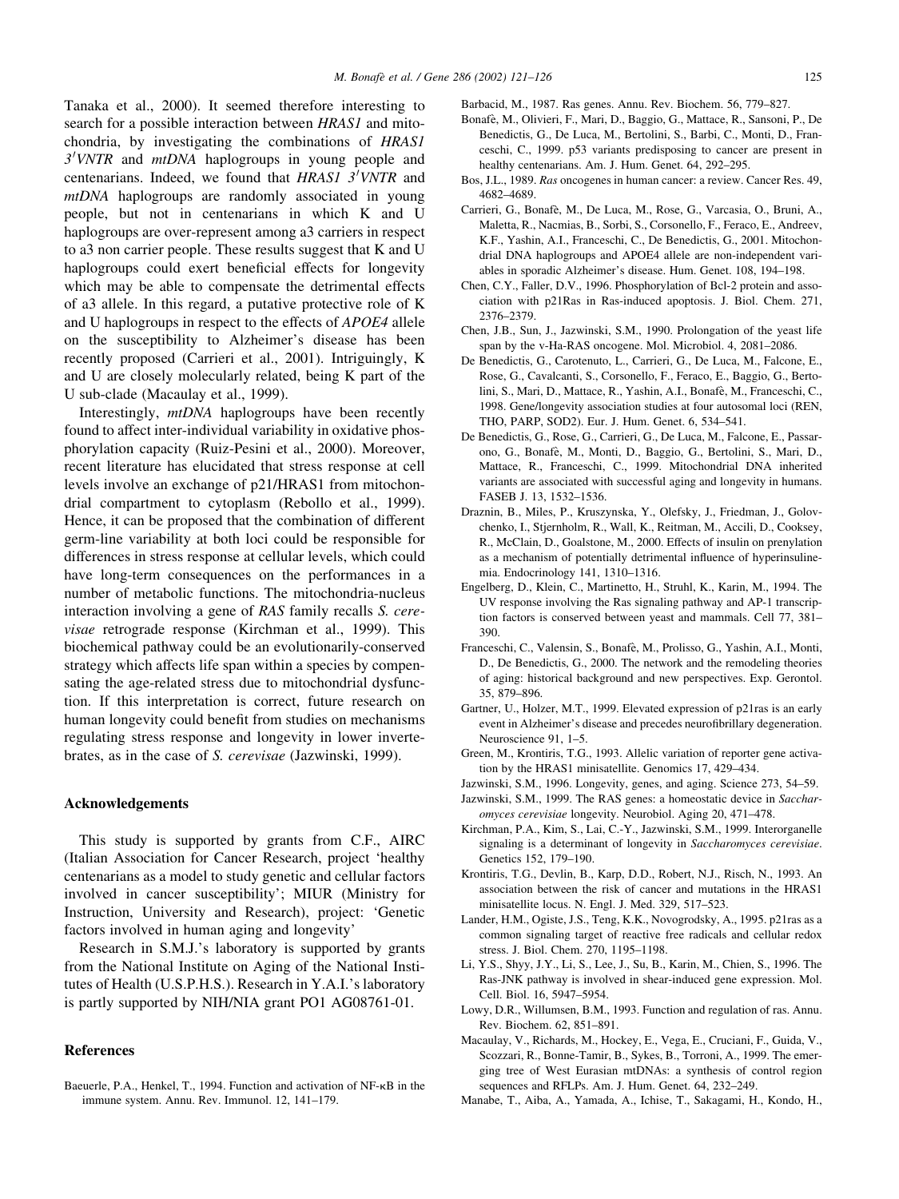Tanaka et al., 2000). It seemed therefore interesting to search for a possible interaction between *HRAS1* and mitochondria, by investigating the combinations of *HRAS1* $3'$*VNTR* and *mtDNA* haplogroups in young people and centenarians. Indeed, we found that *HRAS1* $3'$*VNTR* and *mtDNA* haplogroups are randomly associated in young people, but not in centenarians in which K and U haplogroups are over-represent among a3 carriers in respect to a3 non carrier people. These results suggest that K and U haplogroups could exert beneficial effects for longevity which may be able to compensate the detrimental effects of a3 allele. In this regard, a putative protective role of K and U haplogroups in respect to the effects of *APOE4* allele on the susceptibility to Alzheimer's disease has been recently proposed (Carrieri et al., 2001). Intriguingly, K and U are closely molecularly related, being K part of the U sub-clade (Macaulay et al., 1999).

Interestingly, *mtDNA* haplogroups have been recently found to affect inter-individual variability in oxidative phosphorylation capacity (Ruiz-Pesini et al., 2000). Moreover, recent literature has elucidated that stress response at cell levels involve an exchange of p21/HRAS1 from mitochondrial compartment to cytoplasm (Rebollo et al., 1999). Hence, it can be proposed that the combination of different germ-line variability at both loci could be responsible for differences in stress response at cellular levels, which could have long-term consequences on the performances in a number of metabolic functions. The mitochondria-nucleus interaction involving a gene of *RAS* family recalls *S. cerevisae* retrograde response (Kirchman et al., 1999). This biochemical pathway could be an evolutionarily-conserved strategy which affects life span within a species by compensating the age-related stress due to mitochondrial dysfunction. If this interpretation is correct, future research on human longevity could benefit from studies on mechanisms regulating stress response and longevity in lower invertebrates, as in the case of *S. cerevisae* (Jazwinski, 1999).

## Acknowledgements

This study is supported by grants from C.F., AIRC (Italian Association for Cancer Research, project 'healthy centenarians as a model to study genetic and cellular factors involved in cancer susceptibility'; MIUR (Ministry for Instruction, University and Research), project: 'Genetic factors involved in human aging and longevity'

Research in S.M.J.'s laboratory is supported by grants from the National Institute on Aging of the National Institutes of Health (U.S.P.H.S.). Research in Y.A.I.'s laboratory is partly supported by NIH/NIA grant PO1 AG08761-01.

## References

Baeuerle, P.A., Henkel, T., 1994. Function and activation of NF-κB in the immune system. Annu. Rev. Immunol. 12, 141–179.

Barbacid, M., 1987. Ras genes. Annu. Rev. Biochem. 56, 779–827.

Bonafè, M., Olivieri, F., Mari, D., Baggio, G., Mattace, R., Sansoni, P., De Benedictis, G., De Luca, M., Bertolini, S., Barbi, C., Monti, D., Franceschi, C., 1999. p53 variants predisposing to cancer are present in healthy centenarians. Am. J. Hum. Genet. 64, 292–295.

Bos, J.L., 1989. *Ras* oncogenes in human cancer: a review. Cancer Res. 49, 4682–4689.

Carrieri, G., Bonafè, M., De Luca, M., Rose, G., Varcasia, O., Bruni, A., Maletta, R., Nacmias, B., Sorbi, S., Corsonello, F., Feraco, E., Andreev, K.F., Yashin, A.I., Franceschi, C., De Benedictis, G., 2001. Mitochondrial DNA haplogroups and APOE4 allele are non-independent variables in sporadic Alzheimer's disease. Hum. Genet. 108, 194–198.

Chen, C.Y., Faller, D.V., 1996. Phosphorylation of Bcl-2 protein and association with p21Ras in Ras-induced apoptosis. J. Biol. Chem. 271, 2376–2379.

Chen, J.B., Sun, J., Jazwinski, S.M., 1990. Prolongation of the yeast life span by the v-Ha-RAS oncogene. Mol. Microbiol. 4, 2081–2086.

De Benedictis, G., Carotenuto, L., Carrieri, G., De Luca, M., Falcone, E., Rose, G., Cavalcanti, S., Corsonello, F., Feraco, E., Baggio, G., Bertolini, S., Mari, D., Mattace, R., Yashin, A.I., Bonafè, M., Franceschi, C., 1998. Gene/longevity association studies at four autosomal loci (REN, THO, PARP, SOD2). Eur. J. Hum. Genet. 6, 534–541.

De Benedictis, G., Rose, G., Carrieri, G., De Luca, M., Falcone, E., Passarono, G., Bonafè, M., Monti, D., Baggio, G., Bertolini, S., Mari, D., Mattace, R., Franceschi, C., 1999. Mitochondrial DNA inherited variants are associated with successful aging and longevity in humans. FASEB J. 13, 1532–1536.

Draznin, B., Miles, P., Kruszynska, Y., Olefsky, J., Friedman, J., Golovchenko, I., Stjernholm, R., Wall, K., Reitman, M., Accili, D., Cooksey, R., McClain, D., Goalstone, M., 2000. Effects of insulin on prenylation as a mechanism of potentially detrimental influence of hyperinsulinemia. Endocrinology 141, 1310–1316.

Engelberg, D., Klein, C., Martinetto, H., Struhl, K., Karin, M., 1994. The UV response involving the Ras signaling pathway and AP-1 transcription factors is conserved between yeast and mammals. Cell 77, 381–390.

Franceschi, C., Valensin, S., Bonafè, M., Prolisso, G., Yashin, A.I., Monti, D., De Benedictis, G., 2000. The network and the remodeling theories of aging: historical background and new perspectives. Exp. Gerontol. 35, 879–896.

Gartner, U., Holzer, M.T., 1999. Elevated expression of p21ras is an early event in Alzheimer's disease and precedes neurofibrillary degeneration. Neuroscience 91, 1–5.

Green, M., Krontiris, T.G., 1993. Allelic variation of reporter gene activation by the HRAS1 minisatellite. Genomics 17, 429–434.

Jazwinski, S.M., 1996. Longevity, genes, and aging. Science 273, 54–59.

Jazwinski, S.M., 1999. The RAS genes: a homeostatic device in *Saccharomyces cerevisiae* longevity. Neurobiol. Aging 20, 471–478.

Kirchman, P.A., Kim, S., Lai, C.-Y., Jazwinski, S.M., 1999. Interorganelle signaling is a determinant of longevity in *Saccharomyces cerevisiae*. Genetics 152, 179–190.

Krontiris, T.G., Devlin, B., Karp, D.D., Robert, N.J., Risch, N., 1993. An association between the risk of cancer and mutations in the HRAS1 minisatellite locus. N. Engl. J. Med. 329, 517–523.

Lander, H.M., Ogiste, J.S., Teng, K.K., Novogrodsky, A., 1995. p21ras as a common signaling target of reactive free radicals and cellular redox stress. J. Biol. Chem. 270, 1195–1198.

Li, Y.S., Shyy, J.Y., Li, S., Lee, J., Su, B., Karin, M., Chien, S., 1996. The Ras-JNK pathway is involved in shear-induced gene expression. Mol. Cell. Biol. 16, 5947–5954.

Lowy, D.R., Willumsen, B.M., 1993. Function and regulation of ras. Annu. Rev. Biochem. 62, 851–891.

Macaulay, V., Richards, M., Hockey, E., Vega, E., Cruciani, F., Guida, V., Scozzari, R., Bonne-Tamir, B., Sykes, B., Torroni, A., 1999. The emerging tree of West Eurasian mtDNAs: a synthesis of control region sequences and RFLPs. Am. J. Hum. Genet. 64, 232–249.

Manabe, T., Aiba, A., Yamada, A., Ichise, T., Sakagami, H., Kondo, H.,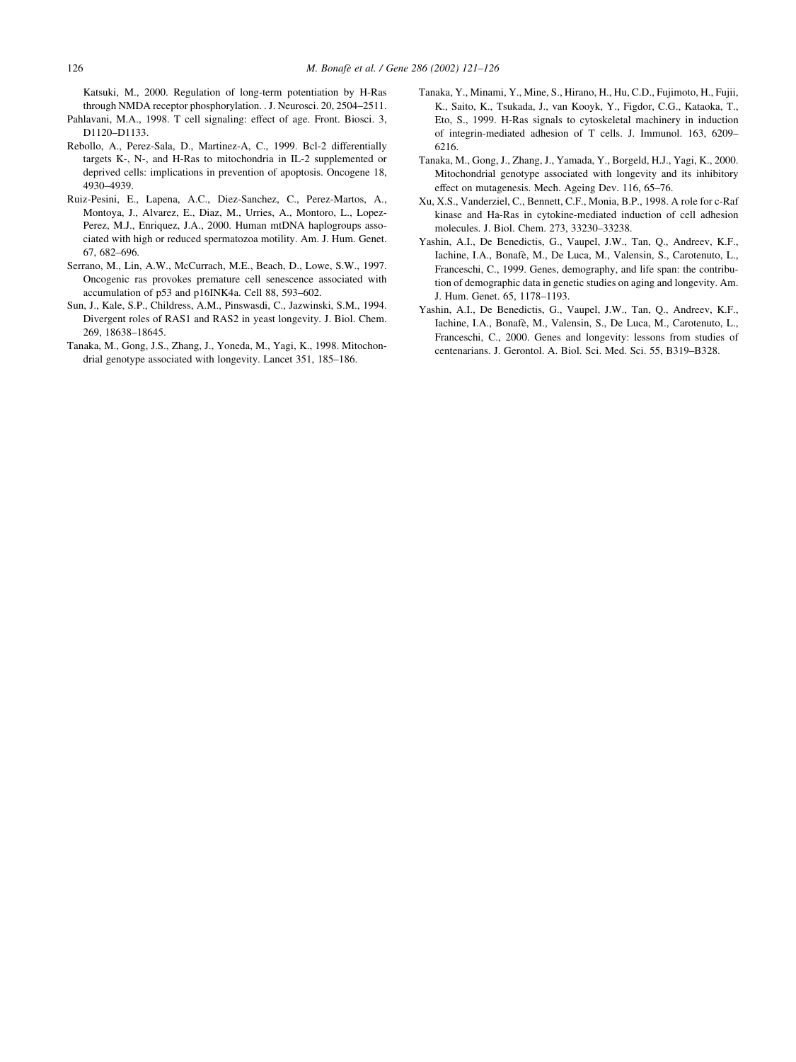Katsuki, M., 2000. Regulation of long-term potentiation by H-Ras through NMDA receptor phosphorylation. . J. Neurosci. 20, 2504–2511.

Pahlavani, M.A., 1998. T cell signaling: effect of age. Front. Biosci. 3, D1120–D1133.

Rebollo, A., Perez-Sala, D., Martinez-A, C., 1999. Bcl-2 differentially targets K-, N-, and H-Ras to mitochondria in IL-2 supplemented or deprived cells: implications in prevention of apoptosis. Oncogene 18, 4930–4939.

Ruiz-Pesini, E., Lapena, A.C., Diez-Sanchez, C., Perez-Martos, A., Montoya, J., Alvarez, E., Diaz, M., Urries, A., Montoro, L., Lopez-Perez, M.J., Enriquez, J.A., 2000. Human mtDNA haplogroups associated with high or reduced spermatozoa motility. Am. J. Hum. Genet. 67, 682–696.

Serrano, M., Lin, A.W., McCurrach, M.E., Beach, D., Lowe, S.W., 1997. Oncogenic ras provokes premature cell senescence associated with accumulation of p53 and p16INK4a. Cell 88, 593–602.

Sun, J., Kale, S.P., Childress, A.M., Pinswasdi, C., Jazwinski, S.M., 1994. Divergent roles of RAS1 and RAS2 in yeast longevity. J. Biol. Chem. 269, 18638–18645.

Tanaka, M., Gong, J.S., Zhang, J., Yoneda, M., Yagi, K., 1998. Mitochondrial genotype associated with longevity. Lancet 351, 185–186.

Tanaka, Y., Minami, Y., Mine, S., Hirano, H., Hu, C.D., Fujimoto, H., Fujii, K., Saito, K., Tsukada, J., van Kooyk, Y., Figdor, C.G., Kataoka, T., Eto, S., 1999. H-Ras signals to cytoskeletal machinery in induction of integrin-mediated adhesion of T cells. J. Immunol. 163, 6209–6216.

Tanaka, M., Gong, J., Zhang, J., Yamada, Y., Borgeld, H.J., Yagi, K., 2000. Mitochondrial genotype associated with longevity and its inhibitory effect on mutagenesis. Mech. Ageing Dev. 116, 65–76.

Xu, X.S., Vanderziel, C., Bennett, C.F., Monia, B.P., 1998. A role for c-Raf kinase and Ha-Ras in cytokine-mediated induction of cell adhesion molecules. J. Biol. Chem. 273, 33230–33238.

Yashin, A.I., De Benedictis, G., Vaupel, J.W., Tan, Q., Andreev, K.F., Iachine, I.A., Bonafè, M., De Luca, M., Valensin, S., Carotenuto, L., Franceschi, C., 1999. Genes, demography, and life span: the contribution of demographic data in genetic studies on aging and longevity. Am. J. Hum. Genet. 65, 1178–1193.

Yashin, A.I., De Benedictis, G., Vaupel, J.W., Tan, Q., Andreev, K.F., Iachine, I.A., Bonafè, M., Valensin, S., De Luca, M., Carotenuto, L., Franceschi, C., 2000. Genes and longevity: lessons from studies of centenarians. J. Gerontol. A. Biol. Sci. Med. Sci. 55, B319–B328.